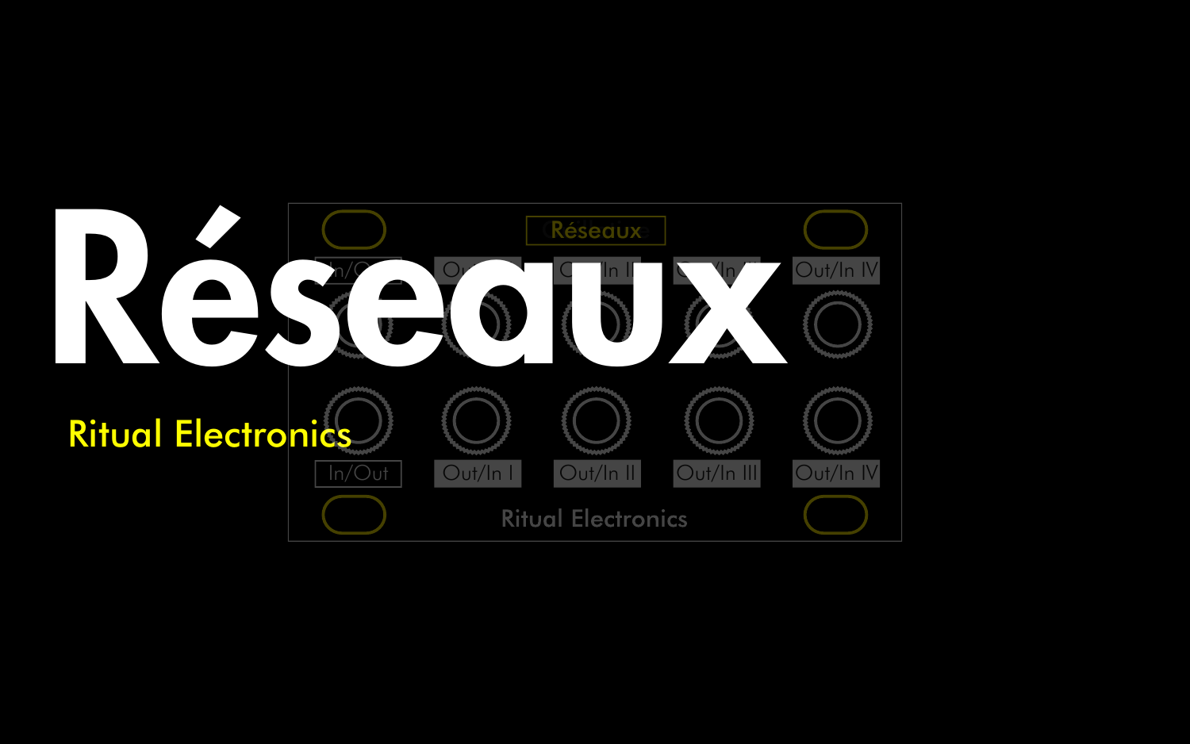# Réseaux

Ritual Electronics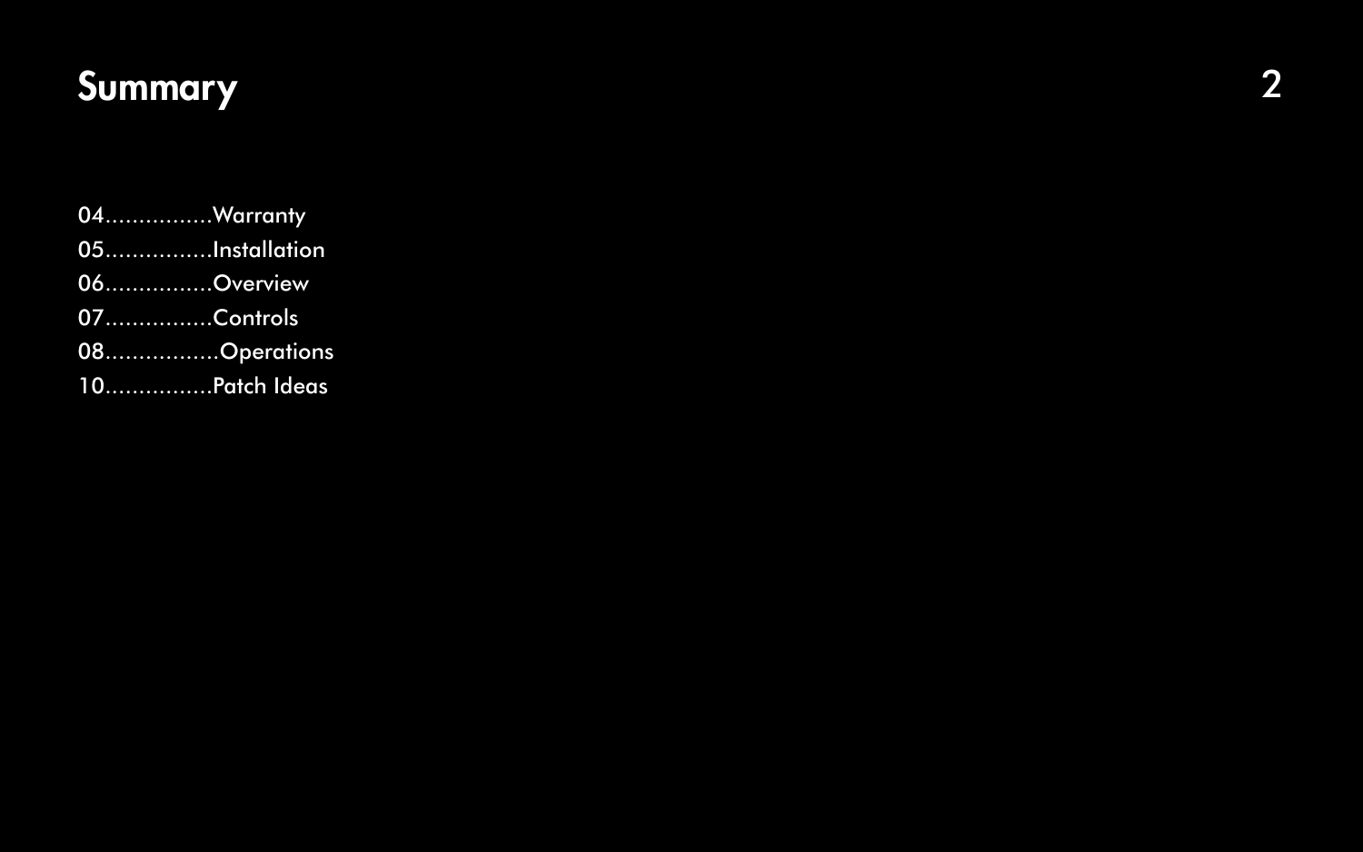# Summary

04................Warranty
05................Installation
06................Overview
07................Controls
08.................Operations
10................Patch Ideas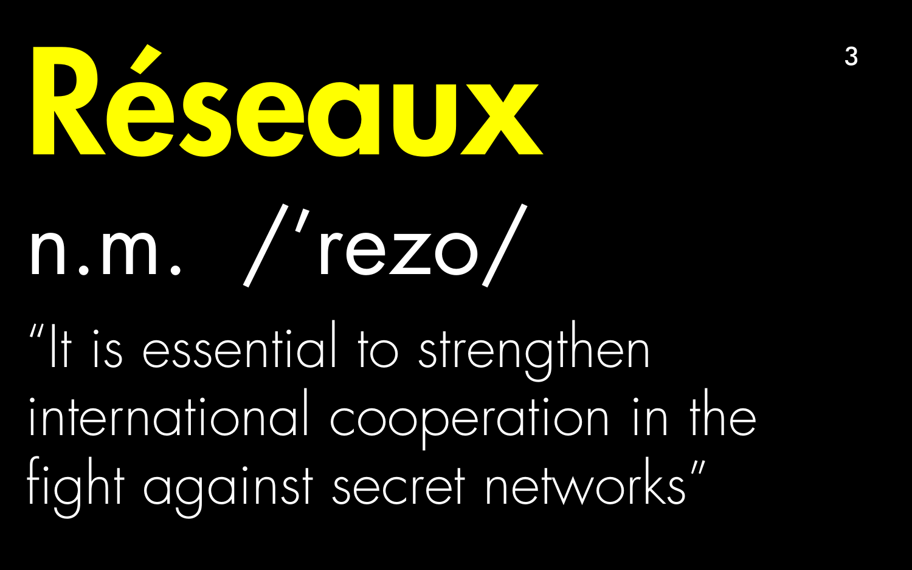# Réseaux

n.m. /ˈrezo/

"It is essential to strengthen international cooperation in the fight against secret networks"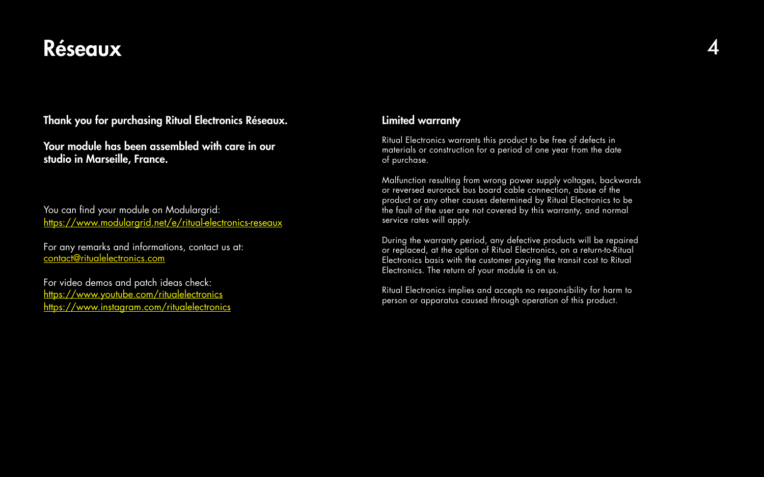# Réseaux

**Thank you for purchasing Ritual Electronics Réseaux.**

**Your module has been assembled with care in our studio in Marseille, France.**

You can find your module on Modulargrid:
https://www.modulargrid.net/e/ritual-electronics-reseaux

For any remarks and informations, contact us at:
contact@ritualelectronics.com

For video demos and patch ideas check:
https://www.youtube.com/ritualelectronics
https://www.instagram.com/ritualelectronics

## Limited warranty

Ritual Electronics warrants this product to be free of defects in materials or construction for a period of one year from the date of purchase.

Malfunction resulting from wrong power supply voltages, backwards or reversed eurorack bus board cable connection, abuse of the product or any other causes determined by Ritual Electronics to be the fault of the user are not covered by this warranty, and normal service rates will apply.

During the warranty period, any defective products will be repaired or replaced, at the option of Ritual Electronics, on a return-to-Ritual Electronics basis with the customer paying the transit cost to Ritual Electronics. The return of your module is on us.

Ritual Electronics implies and accepts no responsibility for harm to person or apparatus caused through operation of this product.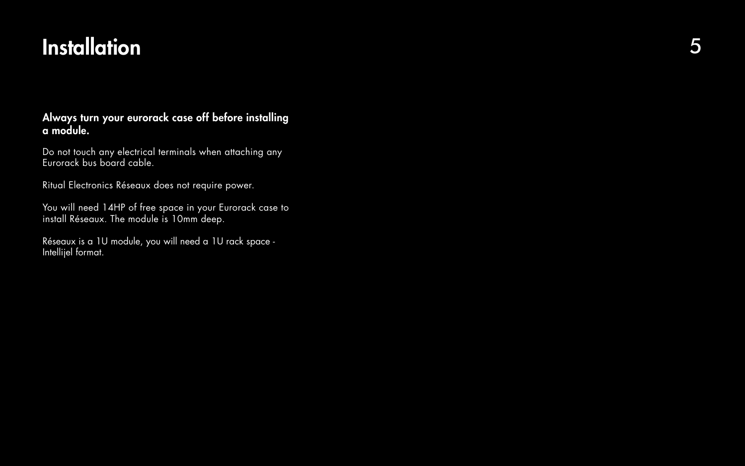# Installation

**Always turn your eurorack case off before installing a module.**

Do not touch any electrical terminals when attaching any Eurorack bus board cable.

Ritual Electronics Réseaux does not require power.

You will need 14HP of free space in your Eurorack case to install Réseaux. The module is 10mm deep.

Réseaux is a 1U module, you will need a 1U rack space - Intellijel format.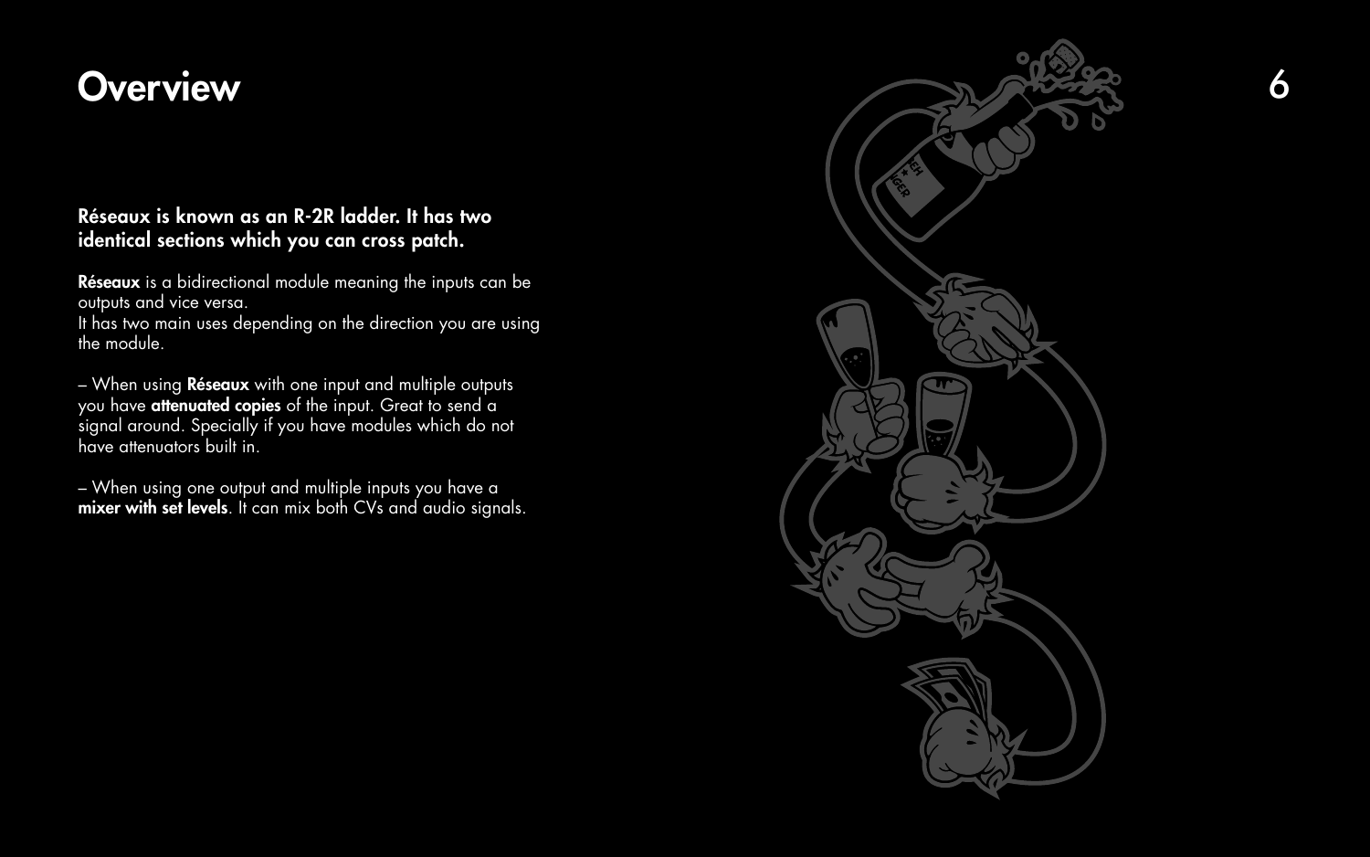# Overview

**Réseaux is known as an R-2R ladder. It has two identical sections which you can cross patch.**

**Réseaux** is a bidirectional module meaning the inputs can be outputs and vice versa.
It has two main uses depending on the direction you are using the module.

– When using **Réseaux** with one input and multiple outputs you have **attenuated copies** of the input. Great to send a signal around. Specially if you have modules which do not have attenuators built in.

– When using one output and multiple inputs you have a **mixer with set levels**. It can mix both CVs and audio signals.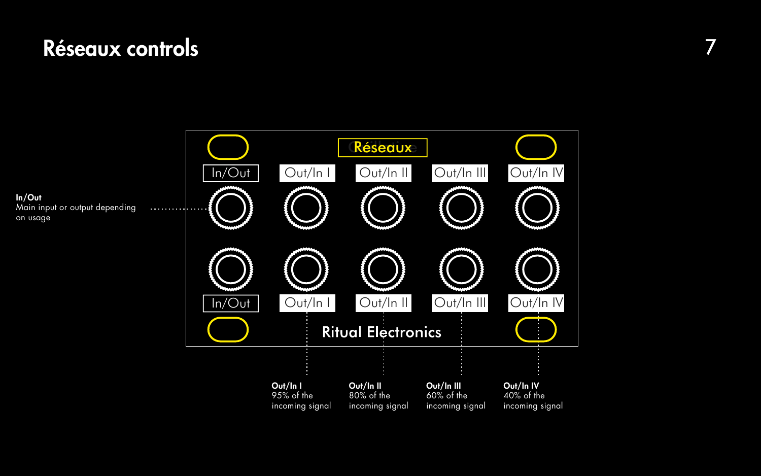# Réseaux controls

**In/Out**
Main input or output depending on usage

Réseaux

In/Out | Out/In I | Out/In II | Out/In III | Out/In IV

In/Out | Out/In I | Out/In II | Out/In III | Out/In IV

Ritual Electronics

**Out/In I**
95% of the incoming signal

**Out/In II**
80% of the incoming signal

**Out/In III**
60% of the incoming signal

**Out/In IV**
40% of the incoming signal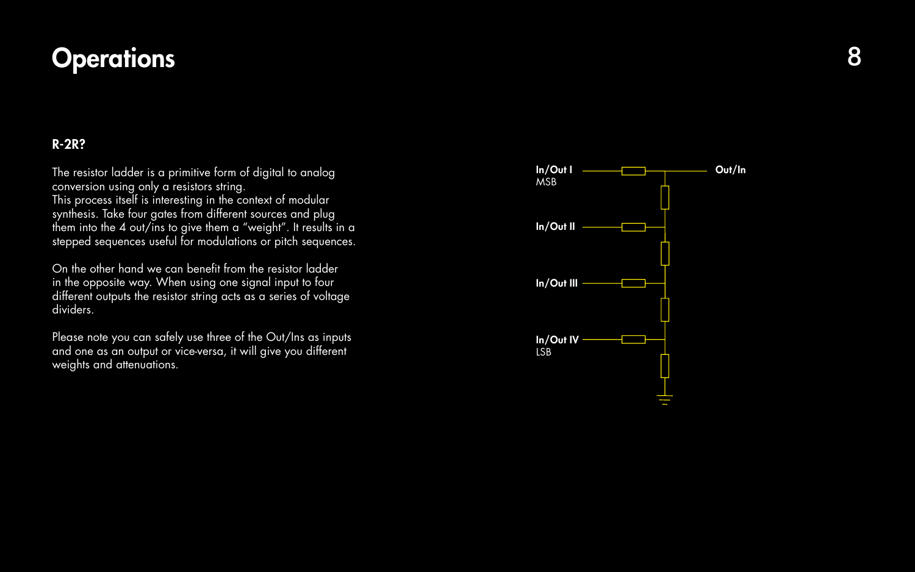# Operations

### R-2R?

The resistor ladder is a primitive form of digital to analog conversion using only a resistors string.
This process itself is interesting in the context of modular synthesis. Take four gates from different sources and plug them into the 4 out/ins to give them a "weight". It results in a stepped sequences useful for modulations or pitch sequences.

On the other hand we can benefit from the resistor ladder in the opposite way. When using one signal input to four different outputs the resistor string acts as a series of voltage dividers.

Please note you can safely use three of the Out/Ins as inputs and one as an output or vice-versa, it will give you different weights and attenuations.

**In/Out I**
MSB

**Out/In**

**In/Out II**

**In/Out III**

**In/Out IV**
LSB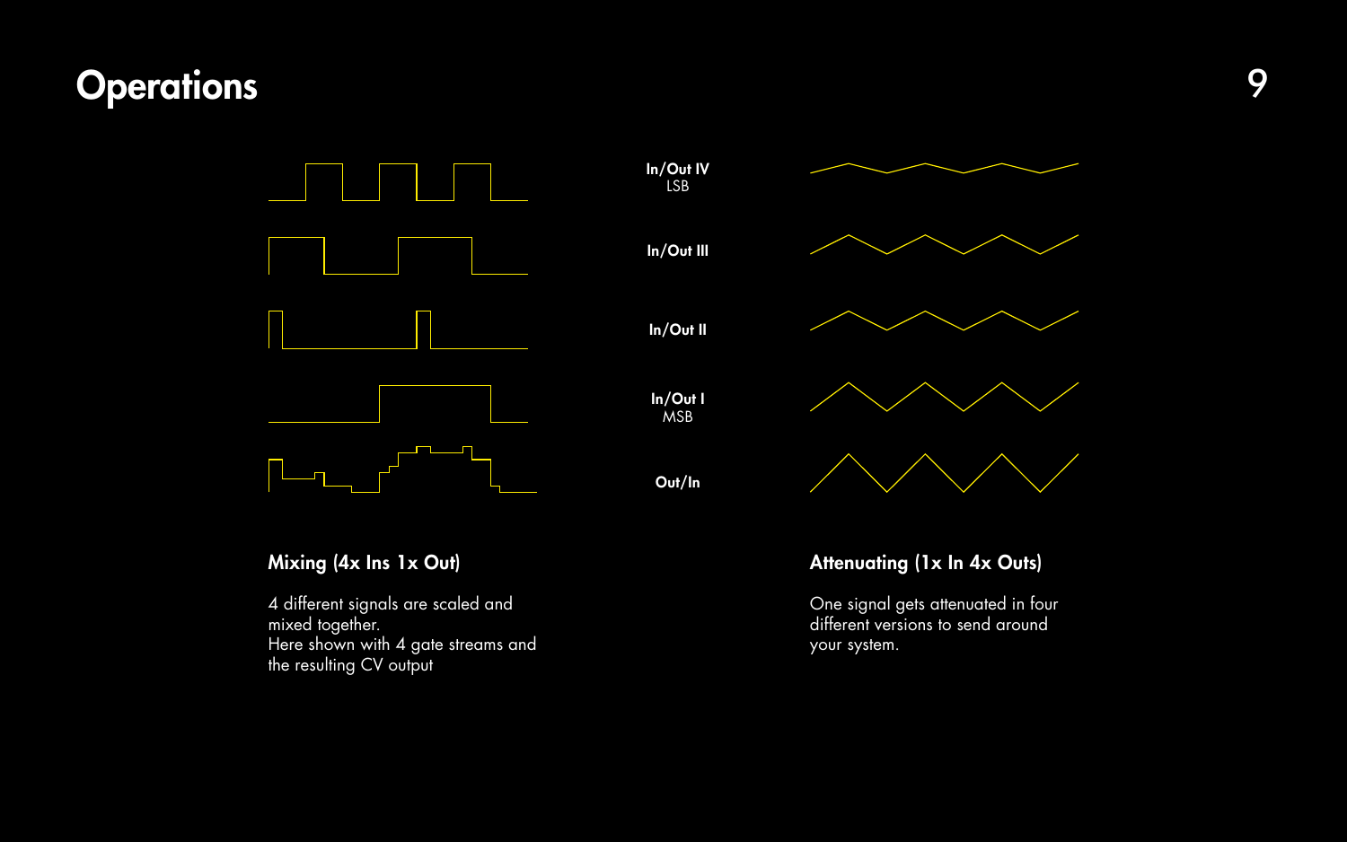# Operations

In/Out IV
LSB

In/Out III

In/Out II

In/Out I
MSB

Out/In

## Mixing (4x Ins 1x Out)

4 different signals are scaled and mixed together.
Here shown with 4 gate streams and the resulting CV output

## Attenuating (1x In 4x Outs)

One signal gets attenuated in four different versions to send around your system.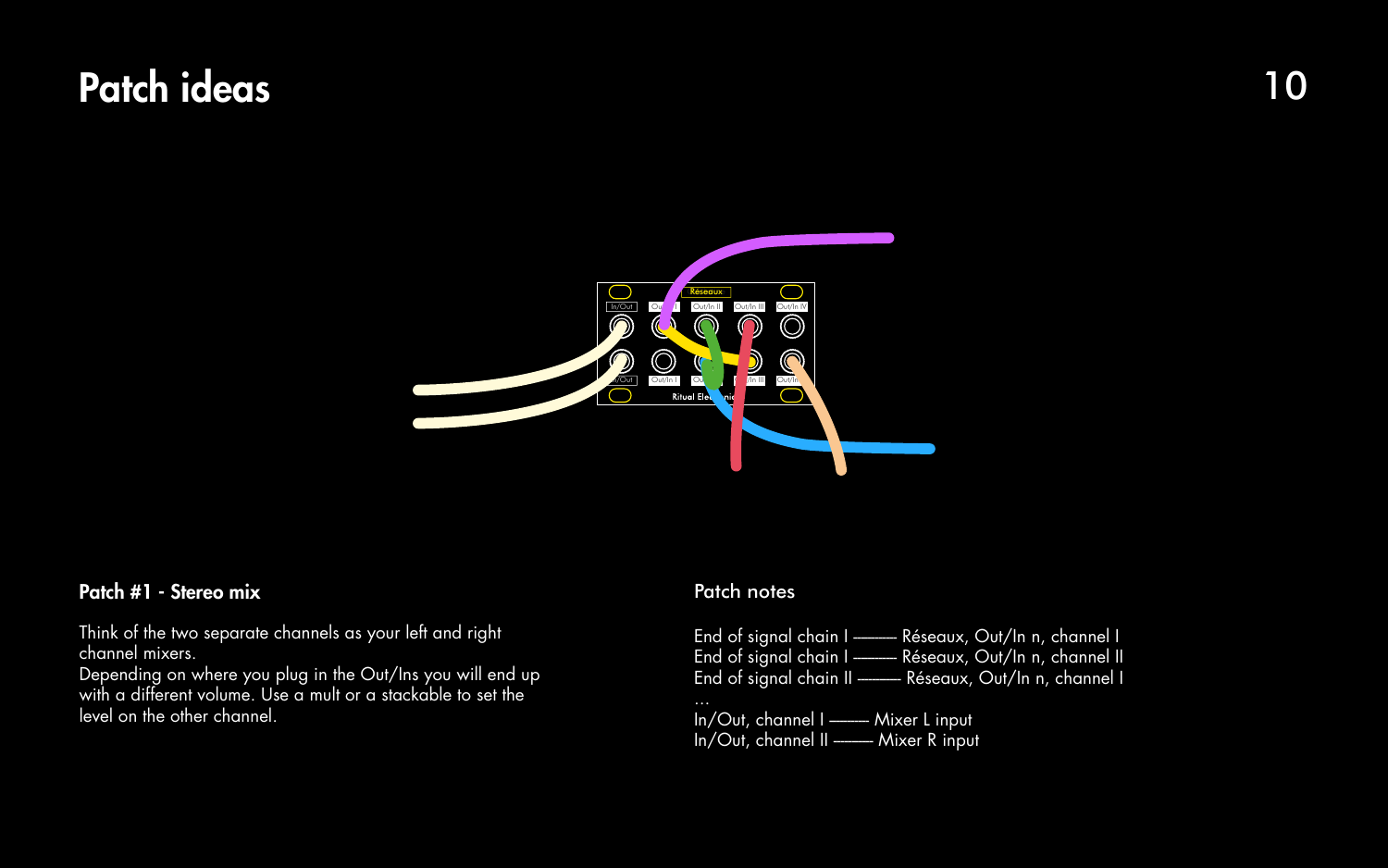# Patch ideas

### Patch #1 - Stereo mix

Think of the two separate channels as your left and right channel mixers.
Depending on where you plug in the Out/Ins you will end up with a different volume. Use a mult or a stackable to set the level on the other channel.

### Patch notes

End of signal chain I ——— Réseaux, Out/In n, channel I
End of signal chain I ——— Réseaux, Out/In n, channel II
End of signal chain II ——— Réseaux, Out/In n, channel I
...
In/Out, channel I ——— Mixer L input
In/Out, channel II ——— Mixer R input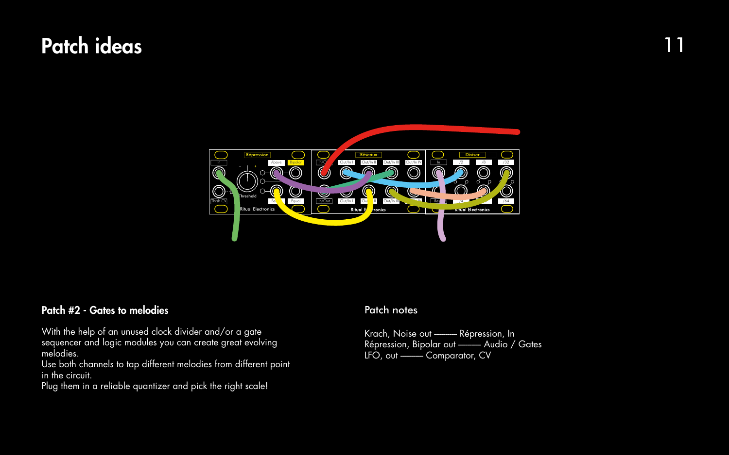# Patch ideas

## Patch #2 - Gates to melodies

With the help of an unused clock divider and/or a gate sequencer and logic modules you can create great evolving melodies.
Use both channels to tap different melodies from different point in the circuit.
Plug them in a reliable quantizer and pick the right scale!

### Patch notes

Krach, Noise out ——— Répression, In
Répression, Bipolar out ——— Audio / Gates
LFO, out ——— Comparator, CV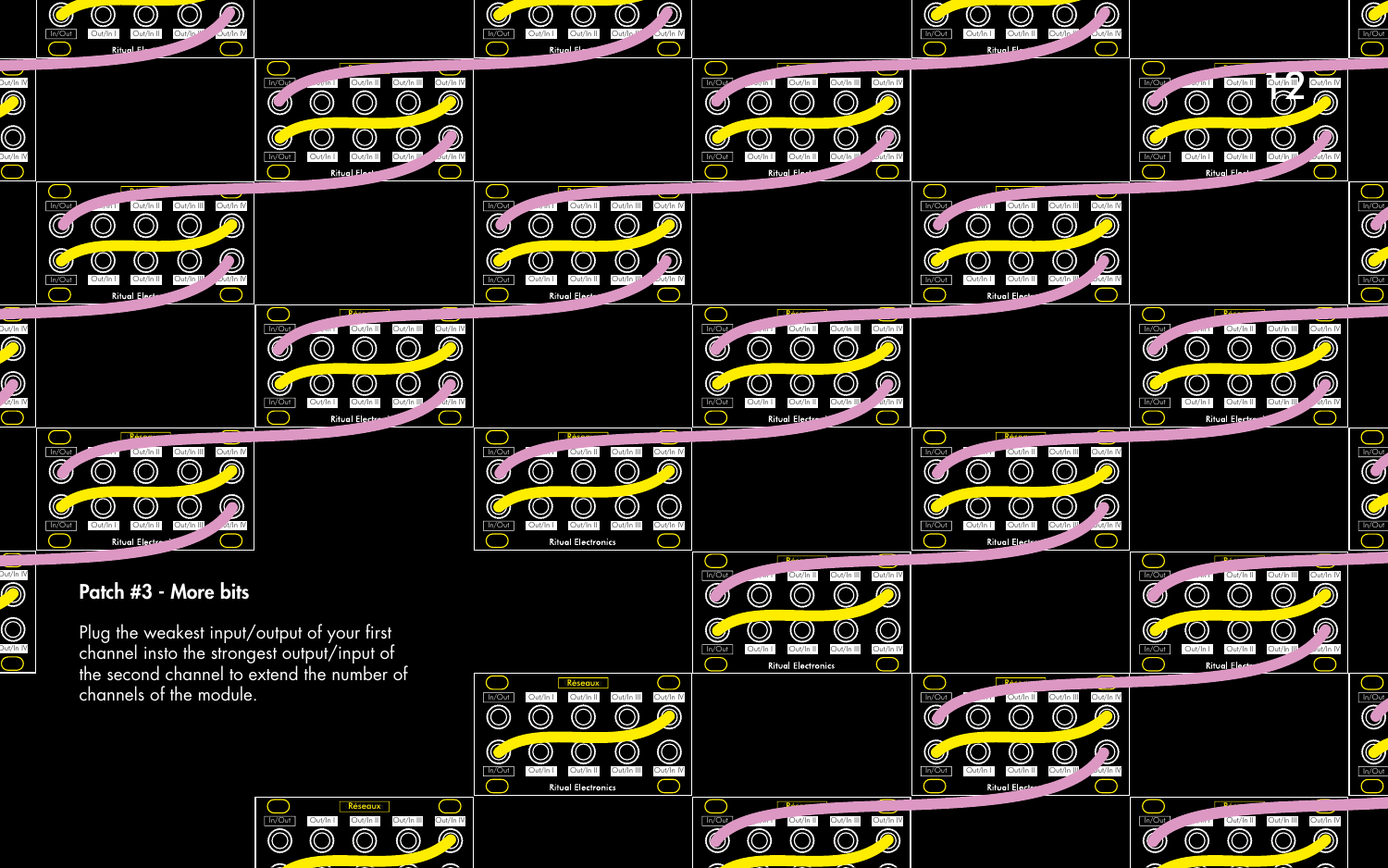## Patch #3 - More bits

Plug the weakest input/output of your first channel insto the strongest output/input of the second channel to extend the number of channels of the module.